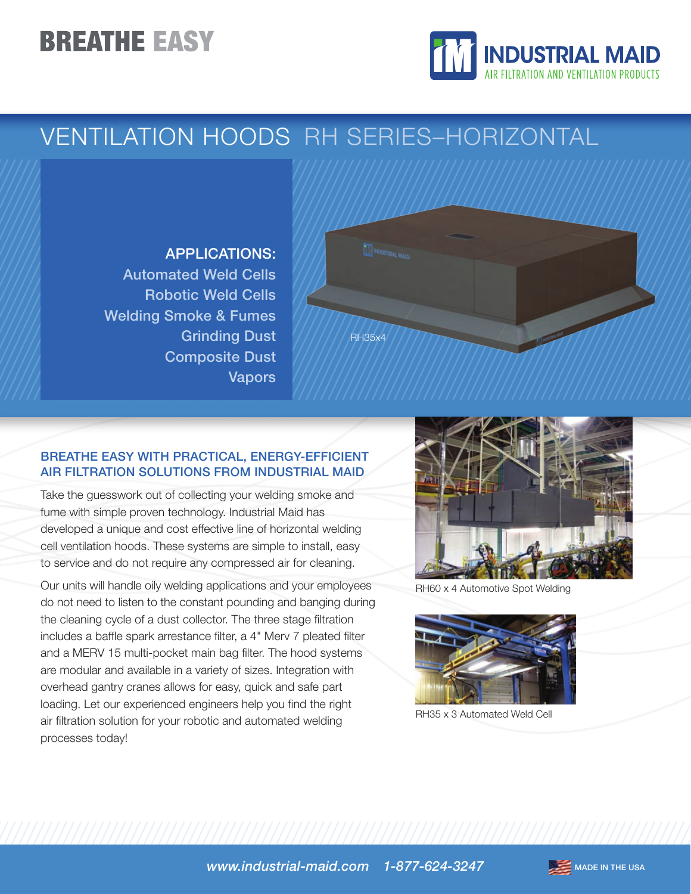# BREATHE EASY

INDUSTRIAL MAID
AIR FILTRATION AND VENTILATION PRODUCTS

## VENTILATION HOODS RH SERIES–HORIZONTAL

**APPLICATIONS:**
- Automated Weld Cells
- Robotic Weld Cells
- Welding Smoke & Fumes
- Grinding Dust
- Composite Dust
- Vapors

RH35x4

### BREATHE EASY WITH PRACTICAL, ENERGY-EFFICIENT AIR FILTRATION SOLUTIONS FROM INDUSTRIAL MAID

Take the guesswork out of collecting your welding smoke and fume with simple proven technology. Industrial Maid has developed a unique and cost effective line of horizontal welding cell ventilation hoods. These systems are simple to install, easy to service and do not require any compressed air for cleaning.

Our units will handle oily welding applications and your employees do not need to listen to the constant pounding and banging during the cleaning cycle of a dust collector. The three stage filtration includes a baffle spark arrestance filter, a 4" Merv 7 pleated filter and a MERV 15 multi-pocket main bag filter. The hood systems are modular and available in a variety of sizes. Integration with overhead gantry cranes allows for easy, quick and safe part loading. Let our experienced engineers help you find the right air filtration solution for your robotic and automated welding processes today!

RH60 x 4 Automotive Spot Welding

RH35 x 3 Automated Weld Cell

*www.industrial-maid.com* *1-877-624-3247*

MADE IN THE USA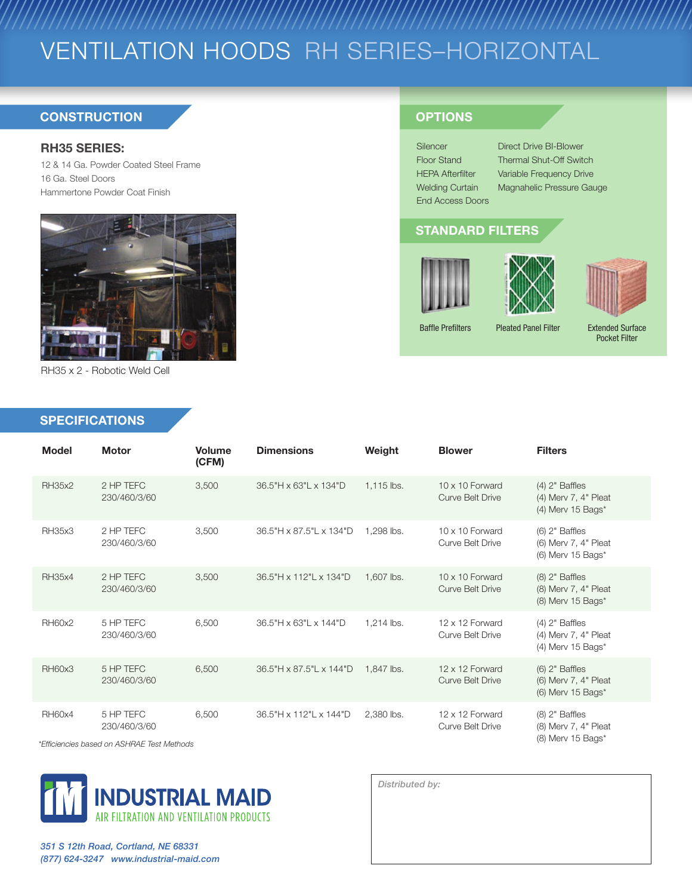# VENTILATION HOODS RH SERIES–HORIZONTAL

## CONSTRUCTION

### RH35 SERIES:

12 & 14 Ga. Powder Coated Steel Frame
16 Ga. Steel Doors
Hammertone Powder Coat Finish

RH35 x 2 - Robotic Weld Cell

## OPTIONS

- Silencer
- Floor Stand
- HEPA Afterfilter
- Welding Curtain
- End Access Doors
- Direct Drive BI-Blower
- Thermal Shut-Off Switch
- Variable Frequency Drive
- Magnahelic Pressure Gauge

## STANDARD FILTERS

Baffle Prefilters

Pleated Panel Filter

Extended Surface Pocket Filter

## SPECIFICATIONS

| Model | Motor | Volume (CFM) | Dimensions | Weight | Blower | Filters |
|---|---|---|---|---|---|---|
| RH35x2 | 2 HP TEFC 230/460/3/60 | 3,500 | 36.5"H x 63"L x 134"D | 1,115 lbs. | 10 x 10 Forward Curve Belt Drive | (4) 2" Baffles (4) Merv 7, 4" Pleat (4) Merv 15 Bags* |
| RH35x3 | 2 HP TEFC 230/460/3/60 | 3,500 | 36.5"H x 87.5"L x 134"D | 1,298 lbs. | 10 x 10 Forward Curve Belt Drive | (6) 2" Baffles (6) Merv 7, 4" Pleat (6) Merv 15 Bags* |
| RH35x4 | 2 HP TEFC 230/460/3/60 | 3,500 | 36.5"H x 112"L x 134"D | 1,607 lbs. | 10 x 10 Forward Curve Belt Drive | (8) 2" Baffles (8) Merv 7, 4" Pleat (8) Merv 15 Bags* |
| RH60x2 | 5 HP TEFC 230/460/3/60 | 6,500 | 36.5"H x 63"L x 144"D | 1,214 lbs. | 12 x 12 Forward Curve Belt Drive | (4) 2" Baffles (4) Merv 7, 4" Pleat (4) Merv 15 Bags* |
| RH60x3 | 5 HP TEFC 230/460/3/60 | 6,500 | 36.5"H x 87.5"L x 144"D | 1,847 lbs. | 12 x 12 Forward Curve Belt Drive | (6) 2" Baffles (6) Merv 7, 4" Pleat (6) Merv 15 Bags* |
| RH60x4 | 5 HP TEFC 230/460/3/60 | 6,500 | 36.5"H x 112"L x 144"D | 2,380 lbs. | 12 x 12 Forward Curve Belt Drive | (8) 2" Baffles (8) Merv 7, 4" Pleat (8) Merv 15 Bags* |

*Efficiencies based on ASHRAE Test Methods*

INDUSTRIAL MAID
AIR FILTRATION AND VENTILATION PRODUCTS

*351 S 12th Road, Cortland, NE 68331*
*(877) 624-3247 www.industrial-maid.com*

*Distributed by:*